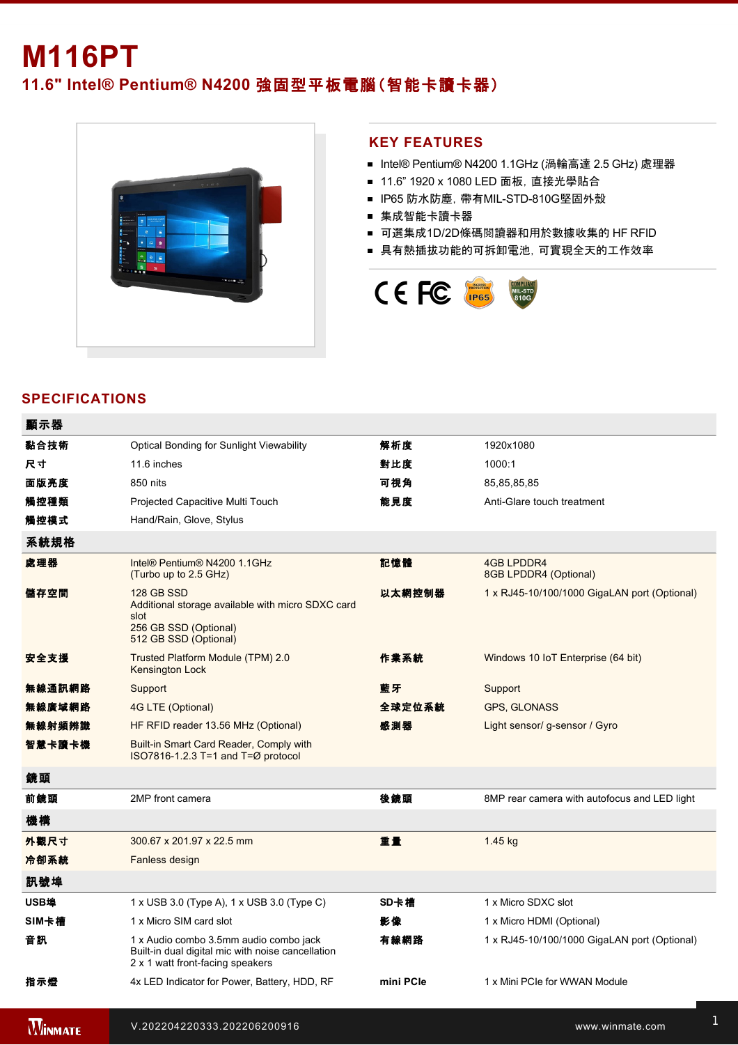# M116PT

## 11.6" Intel® Pentium® N4200 強固型平板電腦(智能卡讀卡器)

## KEY FEATURES

- Intel® Pentium® N4200 1.1GHz (渦輪高達 2.5 GHz) 處理器
- 11.6" 1920 x 1080 LED 面板，直接光學貼合
- IP65 防水防塵，帶有MIL-STD-810G堅固外殼
- 集成智能卡讀卡器
- 可選集成1D/2D條碼閱讀器和用於數據收集的 HF RFID
- 具有熱插拔功能的可拆卸電池，可實現全天的工作效率

## SPECIFICATIONS

| 顯示器 | | | |
|---|---|---|---|
| 黏合技術 | Optical Bonding for Sunlight Viewability | 解析度 | 1920x1080 |
| 尺寸 | 11.6 inches | 對比度 | 1000:1 |
| 面版亮度 | 850 nits | 可視角 | 85,85,85,85 |
| 觸控種類 | Projected Capacitive Multi Touch | 能見度 | Anti-Glare touch treatment |
| 觸控模式 | Hand/Rain, Glove, Stylus | | |
| **系統規格** | | | |
| 處理器 | Intel® Pentium® N4200 1.1GHz<br>(Turbo up to 2.5 GHz) | 記憶體 | 4GB LPDDR4<br>8GB LPDDR4 (Optional) |
| 儲存空間 | 128 GB SSD<br>Additional storage available with micro SDXC card slot<br>256 GB SSD (Optional)<br>512 GB SSD (Optional) | 以太網控制器 | 1 x RJ45-10/100/1000 GigaLAN port (Optional) |
| 安全支援 | Trusted Platform Module (TPM) 2.0<br>Kensington Lock | 作業系統 | Windows 10 IoT Enterprise (64 bit) |
| 無線通訊網路 | Support | 藍牙 | Support |
| 無線廣域網路 | 4G LTE (Optional) | 全球定位系統 | GPS, GLONASS |
| 無線射頻辨識 | HF RFID reader 13.56 MHz (Optional) | 感測器 | Light sensor/ g-sensor / Gyro |
| 智慧卡讀卡機 | Built-in Smart Card Reader, Comply with ISO7816-1.2.3 T=1 and T=Ø protocol | | |
| **鏡頭** | | | |
| 前鏡頭 | 2MP front camera | 後鏡頭 | 8MP rear camera with autofocus and LED light |
| **機構** | | | |
| 外觀尺寸 | 300.67 x 201.97 x 22.5 mm | 重量 | 1.45 kg |
| 冷卻系統 | Fanless design | | |
| **訊號埠** | | | |
| USB埠 | 1 x USB 3.0 (Type A), 1 x USB 3.0 (Type C) | SD卡槽 | 1 x Micro SDXC slot |
| SIM卡槽 | 1 x Micro SIM card slot | 影像 | 1 x Micro HDMI (Optional) |
| 音訊 | 1 x Audio combo 3.5mm audio combo jack<br>Built-in dual digital mic with noise cancellation<br>2 x 1 watt front-facing speakers | 有線網路 | 1 x RJ45-10/100/1000 GigaLAN port (Optional) |
| 指示燈 | 4x LED Indicator for Power, Battery, HDD, RF | mini PCIe | 1 x Mini PCIe for WWAN Module |

V.202204220333.202206200916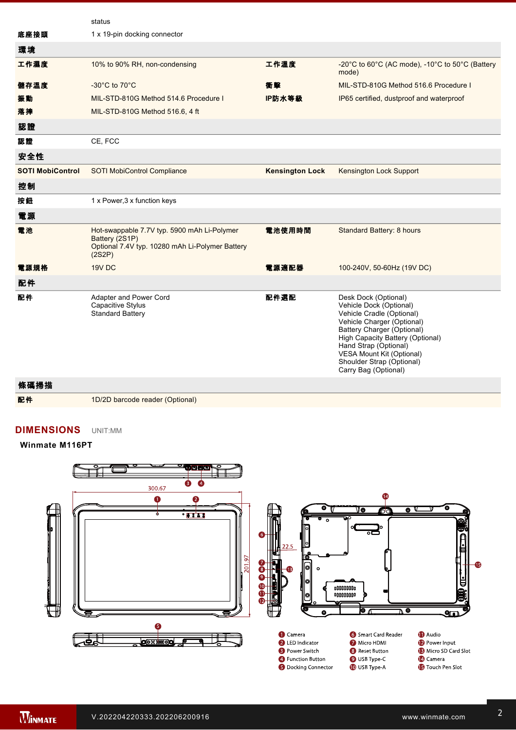| | status | | |
|---|---|---|---|
| 底座接頭 | 1 x 19-pin docking connector | | |
| **環境** | | | |
| 工作濕度 | 10% to 90% RH, non-condensing | 工作溫度 | -20°C to 60°C (AC mode), -10°C to 50°C (Battery mode) |
| 儲存溫度 | -30°C to 70°C | 衝擊 | MIL-STD-810G Method 516.6 Procedure I |
| 振動 | MIL-STD-810G Method 514.6 Procedure I | IP防水等級 | IP65 certified, dustproof and waterproof |
| 落摔 | MIL-STD-810G Method 516.6, 4 ft | | |
| **認證** | | | |
| 認證 | CE, FCC | | |
| **安全性** | | | |
| SOTI MobiControl | SOTI MobiControl Compliance | Kensington Lock | Kensington Lock Support |
| **控制** | | | |
| 按鈕 | 1 x Power,3 x function keys | | |
| **電源** | | | |
| 電池 | Hot-swappable 7.7V typ. 5900 mAh Li-Polymer Battery (2S1P)<br>Optional 7.4V typ. 10280 mAh Li-Polymer Battery (2S2P) | 電池使用時間 | Standard Battery: 8 hours |
| 電源規格 | 19V DC | 電源適配器 | 100-240V, 50-60Hz (19V DC) |
| **配件** | | | |
| 配件 | Adapter and Power Cord<br>Capacitive Stylus<br>Standard Battery | 配件選配 | Desk Dock (Optional)<br>Vehicle Dock (Optional)<br>Vehicle Cradle (Optional)<br>Vehicle Charger (Optional)<br>Battery Charger (Optional)<br>High Capacity Battery (Optional)<br>Hand Strap (Optional)<br>VESA Mount Kit (Optional)<br>Shoulder Strap (Optional)<br>Carry Bag (Optional) |
| **條碼掃描** | | | |
| 配件 | 1D/2D barcode reader (Optional) | | |

## DIMENSIONS UNIT:MM

**Winmate M116PT**

300.67

201.97

22.5

1. Camera
2. LED Indicator
3. Power Switch
4. Function Button
5. Docking Connector
6. Smart Card Reader
7. Micro HDMI
8. Reset Button
9. USB Type-C
10. USB Type-A
11. Audio
12. Power Input
13. Micro SD Card Slot
14. Camera
15. Touch Pen Slot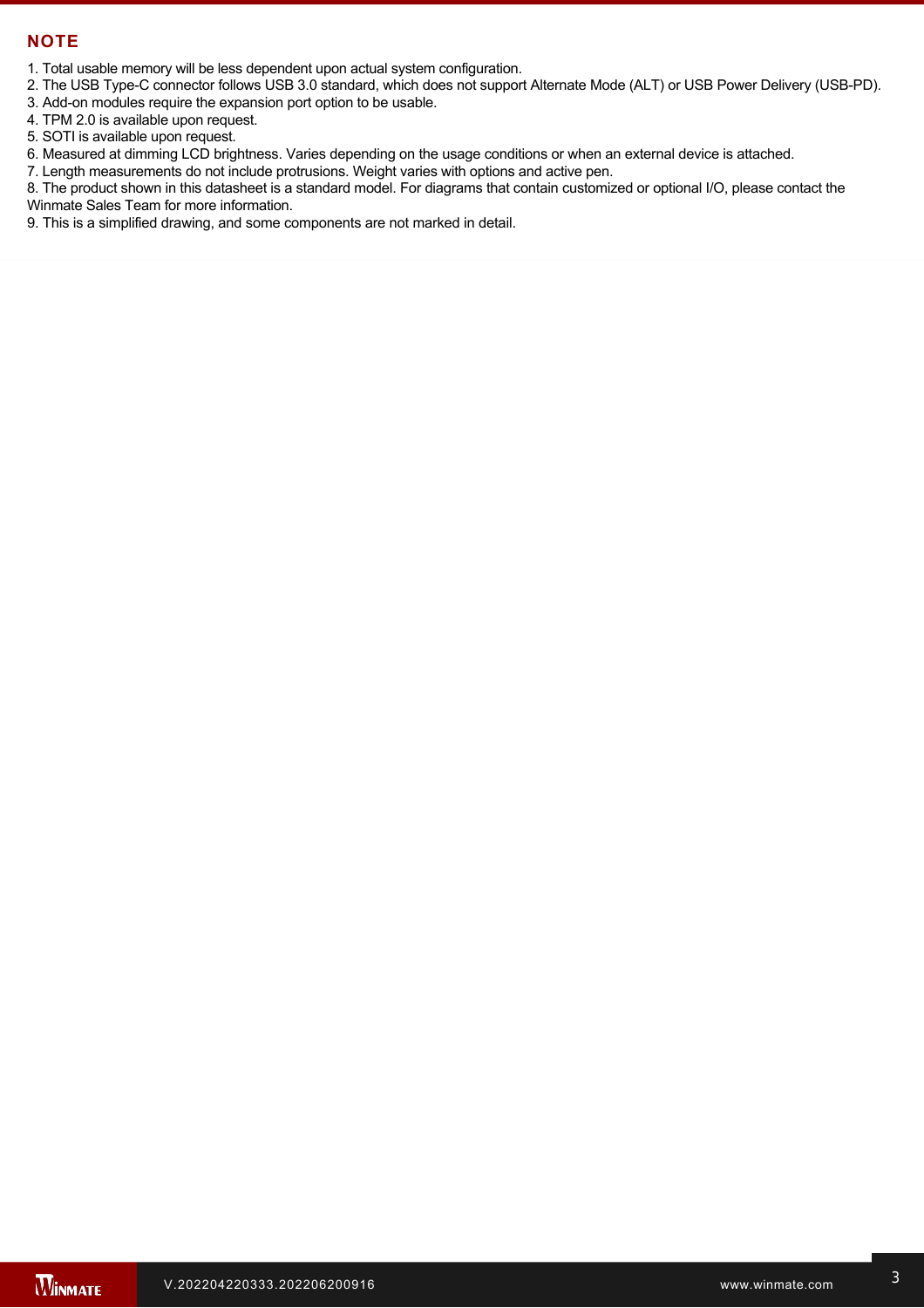## NOTE

1. Total usable memory will be less dependent upon actual system configuration.
2. The USB Type-C connector follows USB 3.0 standard, which does not support Alternate Mode (ALT) or USB Power Delivery (USB-PD).
3. Add-on modules require the expansion port option to be usable.
4. TPM 2.0 is available upon request.
5. SOTI is available upon request.
6. Measured at dimming LCD brightness. Varies depending on the usage conditions or when an external device is attached.
7. Length measurements do not include protrusions. Weight varies with options and active pen.
8. The product shown in this datasheet is a standard model. For diagrams that contain customized or optional I/O, please contact the Winmate Sales Team for more information.
9. This is a simplified drawing, and some components are not marked in detail.